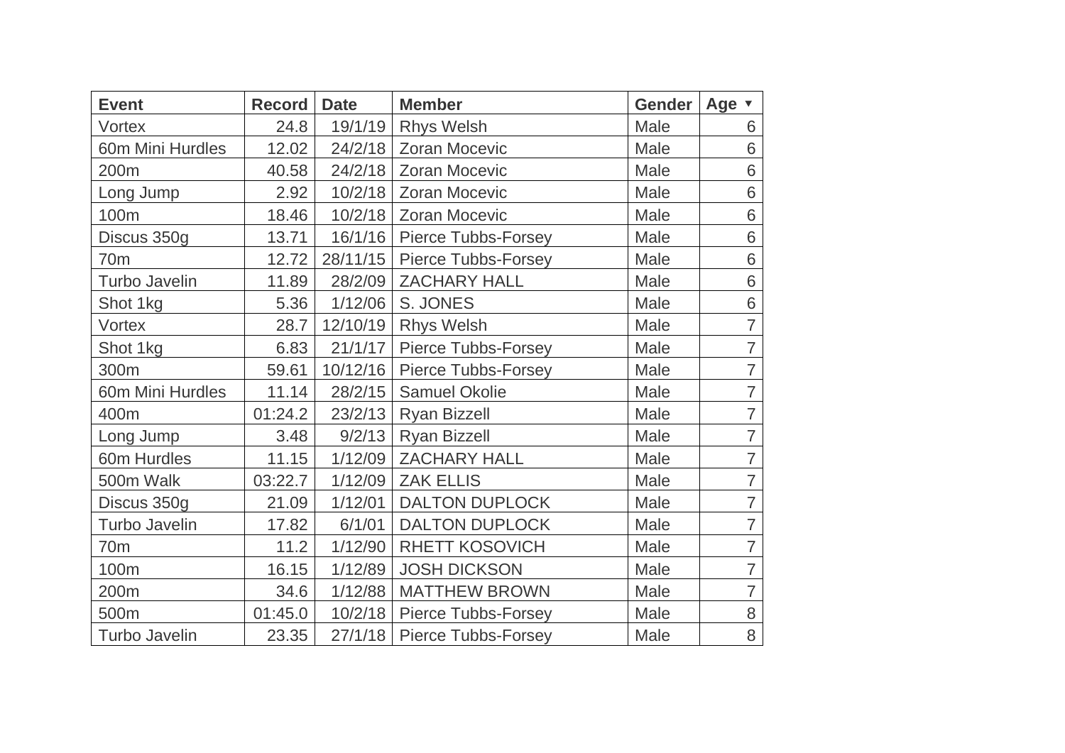| Event | Record | Date | Member | Gender | Age ▼ |
|---|---|---|---|---|---|
| Vortex | 24.8 | 19/1/19 | Rhys Welsh | Male | 6 |
| 60m Mini Hurdles | 12.02 | 24/2/18 | Zoran Mocevic | Male | 6 |
| 200m | 40.58 | 24/2/18 | Zoran Mocevic | Male | 6 |
| Long Jump | 2.92 | 10/2/18 | Zoran Mocevic | Male | 6 |
| 100m | 18.46 | 10/2/18 | Zoran Mocevic | Male | 6 |
| Discus 350g | 13.71 | 16/1/16 | Pierce Tubbs-Forsey | Male | 6 |
| 70m | 12.72 | 28/11/15 | Pierce Tubbs-Forsey | Male | 6 |
| Turbo Javelin | 11.89 | 28/2/09 | ZACHARY HALL | Male | 6 |
| Shot 1kg | 5.36 | 1/12/06 | S. JONES | Male | 6 |
| Vortex | 28.7 | 12/10/19 | Rhys Welsh | Male | 7 |
| Shot 1kg | 6.83 | 21/1/17 | Pierce Tubbs-Forsey | Male | 7 |
| 300m | 59.61 | 10/12/16 | Pierce Tubbs-Forsey | Male | 7 |
| 60m Mini Hurdles | 11.14 | 28/2/15 | Samuel Okolie | Male | 7 |
| 400m | 01:24.2 | 23/2/13 | Ryan Bizzell | Male | 7 |
| Long Jump | 3.48 | 9/2/13 | Ryan Bizzell | Male | 7 |
| 60m Hurdles | 11.15 | 1/12/09 | ZACHARY HALL | Male | 7 |
| 500m Walk | 03:22.7 | 1/12/09 | ZAK ELLIS | Male | 7 |
| Discus 350g | 21.09 | 1/12/01 | DALTON DUPLOCK | Male | 7 |
| Turbo Javelin | 17.82 | 6/1/01 | DALTON DUPLOCK | Male | 7 |
| 70m | 11.2 | 1/12/90 | RHETT KOSOVICH | Male | 7 |
| 100m | 16.15 | 1/12/89 | JOSH DICKSON | Male | 7 |
| 200m | 34.6 | 1/12/88 | MATTHEW BROWN | Male | 7 |
| 500m | 01:45.0 | 10/2/18 | Pierce Tubbs-Forsey | Male | 8 |
| Turbo Javelin | 23.35 | 27/1/18 | Pierce Tubbs-Forsey | Male | 8 |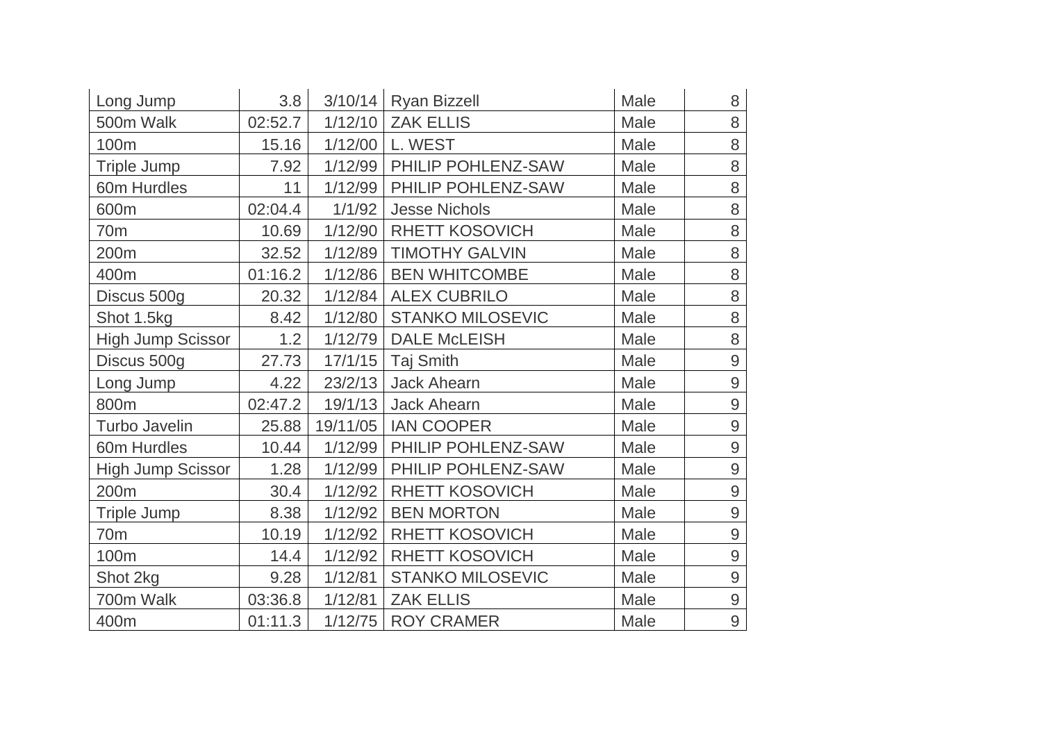| Long Jump | 3.8 | 3/10/14 | Ryan Bizzell | Male | 8 |
|---|---|---|---|---|---|
| 500m Walk | 02:52.7 | 1/12/10 | ZAK ELLIS | Male | 8 |
| 100m | 15.16 | 1/12/00 | L. WEST | Male | 8 |
| Triple Jump | 7.92 | 1/12/99 | PHILIP POHLENZ-SAW | Male | 8 |
| 60m Hurdles | 11 | 1/12/99 | PHILIP POHLENZ-SAW | Male | 8 |
| 600m | 02:04.4 | 1/1/92 | Jesse Nichols | Male | 8 |
| 70m | 10.69 | 1/12/90 | RHETT KOSOVICH | Male | 8 |
| 200m | 32.52 | 1/12/89 | TIMOTHY GALVIN | Male | 8 |
| 400m | 01:16.2 | 1/12/86 | BEN WHITCOMBE | Male | 8 |
| Discus 500g | 20.32 | 1/12/84 | ALEX CUBRILO | Male | 8 |
| Shot 1.5kg | 8.42 | 1/12/80 | STANKO MILOSEVIC | Male | 8 |
| High Jump Scissor | 1.2 | 1/12/79 | DALE McLEISH | Male | 8 |
| Discus 500g | 27.73 | 17/1/15 | Taj Smith | Male | 9 |
| Long Jump | 4.22 | 23/2/13 | Jack Ahearn | Male | 9 |
| 800m | 02:47.2 | 19/1/13 | Jack Ahearn | Male | 9 |
| Turbo Javelin | 25.88 | 19/11/05 | IAN COOPER | Male | 9 |
| 60m Hurdles | 10.44 | 1/12/99 | PHILIP POHLENZ-SAW | Male | 9 |
| High Jump Scissor | 1.28 | 1/12/99 | PHILIP POHLENZ-SAW | Male | 9 |
| 200m | 30.4 | 1/12/92 | RHETT KOSOVICH | Male | 9 |
| Triple Jump | 8.38 | 1/12/92 | BEN MORTON | Male | 9 |
| 70m | 10.19 | 1/12/92 | RHETT KOSOVICH | Male | 9 |
| 100m | 14.4 | 1/12/92 | RHETT KOSOVICH | Male | 9 |
| Shot 2kg | 9.28 | 1/12/81 | STANKO MILOSEVIC | Male | 9 |
| 700m Walk | 03:36.8 | 1/12/81 | ZAK ELLIS | Male | 9 |
| 400m | 01:11.3 | 1/12/75 | ROY CRAMER | Male | 9 |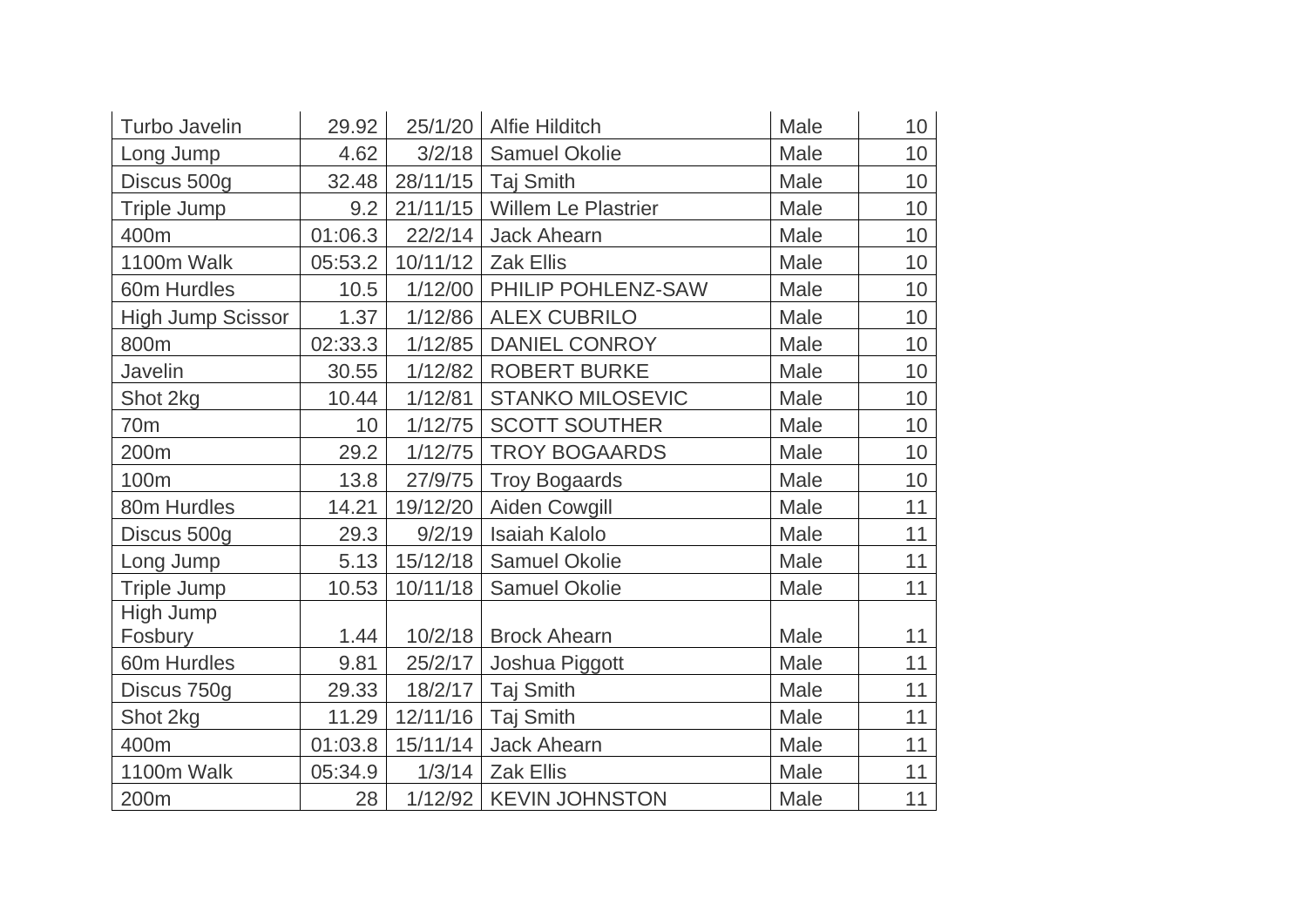| Turbo Javelin | 29.92 | 25/1/20 | Alfie Hilditch | Male | 10 |
|---|---|---|---|---|---|
| Long Jump | 4.62 | 3/2/18 | Samuel Okolie | Male | 10 |
| Discus 500g | 32.48 | 28/11/15 | Taj Smith | Male | 10 |
| Triple Jump | 9.2 | 21/11/15 | Willem Le Plastrier | Male | 10 |
| 400m | 01:06.3 | 22/2/14 | Jack Ahearn | Male | 10 |
| 1100m Walk | 05:53.2 | 10/11/12 | Zak Ellis | Male | 10 |
| 60m Hurdles | 10.5 | 1/12/00 | PHILIP POHLENZ-SAW | Male | 10 |
| High Jump Scissor | 1.37 | 1/12/86 | ALEX CUBRILO | Male | 10 |
| 800m | 02:33.3 | 1/12/85 | DANIEL CONROY | Male | 10 |
| Javelin | 30.55 | 1/12/82 | ROBERT BURKE | Male | 10 |
| Shot 2kg | 10.44 | 1/12/81 | STANKO MILOSEVIC | Male | 10 |
| 70m | 10 | 1/12/75 | SCOTT SOUTHER | Male | 10 |
| 200m | 29.2 | 1/12/75 | TROY BOGAARDS | Male | 10 |
| 100m | 13.8 | 27/9/75 | Troy Bogaards | Male | 10 |
| 80m Hurdles | 14.21 | 19/12/20 | Aiden Cowgill | Male | 11 |
| Discus 500g | 29.3 | 9/2/19 | Isaiah Kalolo | Male | 11 |
| Long Jump | 5.13 | 15/12/18 | Samuel Okolie | Male | 11 |
| Triple Jump | 10.53 | 10/11/18 | Samuel Okolie | Male | 11 |
| High Jump Fosbury | 1.44 | 10/2/18 | Brock Ahearn | Male | 11 |
| 60m Hurdles | 9.81 | 25/2/17 | Joshua Piggott | Male | 11 |
| Discus 750g | 29.33 | 18/2/17 | Taj Smith | Male | 11 |
| Shot 2kg | 11.29 | 12/11/16 | Taj Smith | Male | 11 |
| 400m | 01:03.8 | 15/11/14 | Jack Ahearn | Male | 11 |
| 1100m Walk | 05:34.9 | 1/3/14 | Zak Ellis | Male | 11 |
| 200m | 28 | 1/12/92 | KEVIN JOHNSTON | Male | 11 |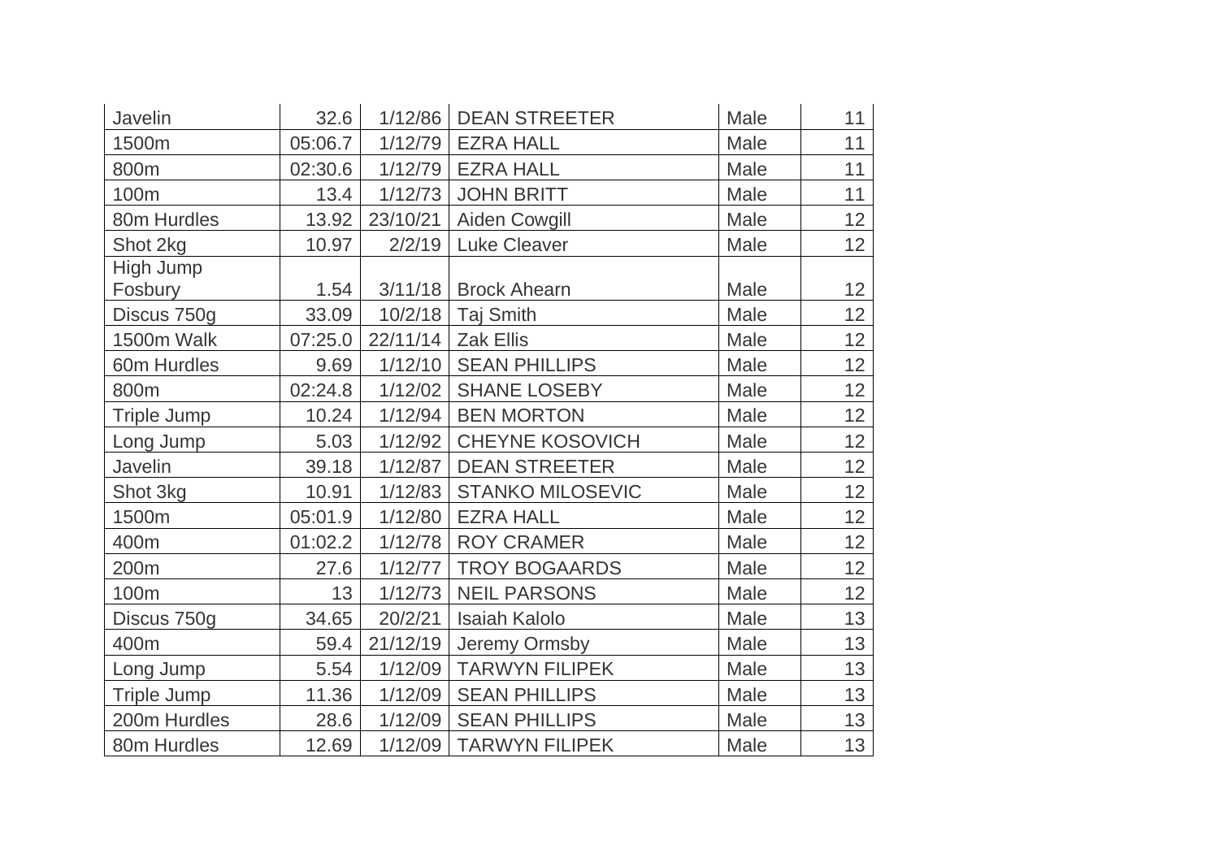| Javelin | 32.6 | 1/12/86 | DEAN STREETER | Male | 11 |
|---|---|---|---|---|---|
| 1500m | 05:06.7 | 1/12/79 | EZRA HALL | Male | 11 |
| 800m | 02:30.6 | 1/12/79 | EZRA HALL | Male | 11 |
| 100m | 13.4 | 1/12/73 | JOHN BRITT | Male | 11 |
| 80m Hurdles | 13.92 | 23/10/21 | Aiden Cowgill | Male | 12 |
| Shot 2kg | 10.97 | 2/2/19 | Luke Cleaver | Male | 12 |
| High Jump Fosbury | 1.54 | 3/11/18 | Brock Ahearn | Male | 12 |
| Discus 750g | 33.09 | 10/2/18 | Taj Smith | Male | 12 |
| 1500m Walk | 07:25.0 | 22/11/14 | Zak Ellis | Male | 12 |
| 60m Hurdles | 9.69 | 1/12/10 | SEAN PHILLIPS | Male | 12 |
| 800m | 02:24.8 | 1/12/02 | SHANE LOSEBY | Male | 12 |
| Triple Jump | 10.24 | 1/12/94 | BEN MORTON | Male | 12 |
| Long Jump | 5.03 | 1/12/92 | CHEYNE KOSOVICH | Male | 12 |
| Javelin | 39.18 | 1/12/87 | DEAN STREETER | Male | 12 |
| Shot 3kg | 10.91 | 1/12/83 | STANKO MILOSEVIC | Male | 12 |
| 1500m | 05:01.9 | 1/12/80 | EZRA HALL | Male | 12 |
| 400m | 01:02.2 | 1/12/78 | ROY CRAMER | Male | 12 |
| 200m | 27.6 | 1/12/77 | TROY BOGAARDS | Male | 12 |
| 100m | 13 | 1/12/73 | NEIL PARSONS | Male | 12 |
| Discus 750g | 34.65 | 20/2/21 | Isaiah Kalolo | Male | 13 |
| 400m | 59.4 | 21/12/19 | Jeremy Ormsby | Male | 13 |
| Long Jump | 5.54 | 1/12/09 | TARWYN FILIPEK | Male | 13 |
| Triple Jump | 11.36 | 1/12/09 | SEAN PHILLIPS | Male | 13 |
| 200m Hurdles | 28.6 | 1/12/09 | SEAN PHILLIPS | Male | 13 |
| 80m Hurdles | 12.69 | 1/12/09 | TARWYN FILIPEK | Male | 13 |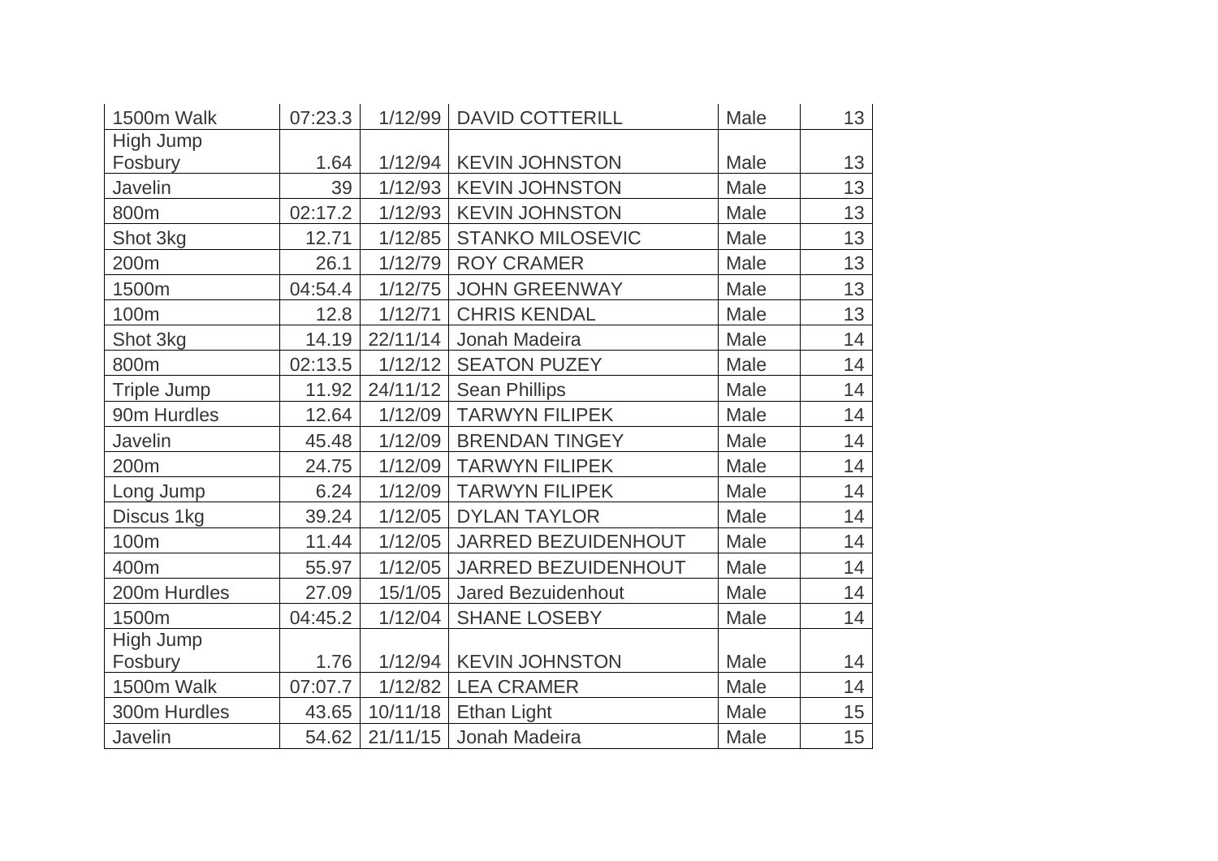| 1500m Walk | 07:23.3 | 1/12/99 | DAVID COTTERILL | Male | 13 |
|---|---|---|---|---|---|
| High Jump Fosbury | 1.64 | 1/12/94 | KEVIN JOHNSTON | Male | 13 |
| Javelin | 39 | 1/12/93 | KEVIN JOHNSTON | Male | 13 |
| 800m | 02:17.2 | 1/12/93 | KEVIN JOHNSTON | Male | 13 |
| Shot 3kg | 12.71 | 1/12/85 | STANKO MILOSEVIC | Male | 13 |
| 200m | 26.1 | 1/12/79 | ROY CRAMER | Male | 13 |
| 1500m | 04:54.4 | 1/12/75 | JOHN GREENWAY | Male | 13 |
| 100m | 12.8 | 1/12/71 | CHRIS KENDAL | Male | 13 |
| Shot 3kg | 14.19 | 22/11/14 | Jonah Madeira | Male | 14 |
| 800m | 02:13.5 | 1/12/12 | SEATON PUZEY | Male | 14 |
| Triple Jump | 11.92 | 24/11/12 | Sean Phillips | Male | 14 |
| 90m Hurdles | 12.64 | 1/12/09 | TARWYN FILIPEK | Male | 14 |
| Javelin | 45.48 | 1/12/09 | BRENDAN TINGEY | Male | 14 |
| 200m | 24.75 | 1/12/09 | TARWYN FILIPEK | Male | 14 |
| Long Jump | 6.24 | 1/12/09 | TARWYN FILIPEK | Male | 14 |
| Discus 1kg | 39.24 | 1/12/05 | DYLAN TAYLOR | Male | 14 |
| 100m | 11.44 | 1/12/05 | JARRED BEZUIDENHOUT | Male | 14 |
| 400m | 55.97 | 1/12/05 | JARRED BEZUIDENHOUT | Male | 14 |
| 200m Hurdles | 27.09 | 15/1/05 | Jared Bezuidenhout | Male | 14 |
| 1500m | 04:45.2 | 1/12/04 | SHANE LOSEBY | Male | 14 |
| High Jump Fosbury | 1.76 | 1/12/94 | KEVIN JOHNSTON | Male | 14 |
| 1500m Walk | 07:07.7 | 1/12/82 | LEA CRAMER | Male | 14 |
| 300m Hurdles | 43.65 | 10/11/18 | Ethan Light | Male | 15 |
| Javelin | 54.62 | 21/11/15 | Jonah Madeira | Male | 15 |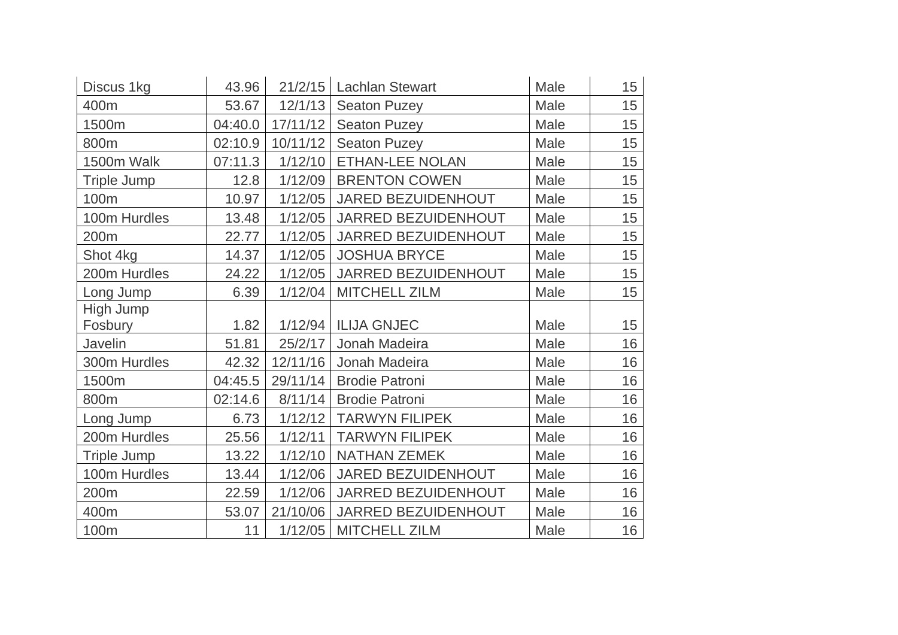| | | | | | |
|---|---|---|---|---|---|
| Discus 1kg | 43.96 | 21/2/15 | Lachlan Stewart | Male | 15 |
| 400m | 53.67 | 12/1/13 | Seaton Puzey | Male | 15 |
| 1500m | 04:40.0 | 17/11/12 | Seaton Puzey | Male | 15 |
| 800m | 02:10.9 | 10/11/12 | Seaton Puzey | Male | 15 |
| 1500m Walk | 07:11.3 | 1/12/10 | ETHAN-LEE NOLAN | Male | 15 |
| Triple Jump | 12.8 | 1/12/09 | BRENTON COWEN | Male | 15 |
| 100m | 10.97 | 1/12/05 | JARED BEZUIDENHOUT | Male | 15 |
| 100m Hurdles | 13.48 | 1/12/05 | JARRED BEZUIDENHOUT | Male | 15 |
| 200m | 22.77 | 1/12/05 | JARRED BEZUIDENHOUT | Male | 15 |
| Shot 4kg | 14.37 | 1/12/05 | JOSHUA BRYCE | Male | 15 |
| 200m Hurdles | 24.22 | 1/12/05 | JARRED BEZUIDENHOUT | Male | 15 |
| Long Jump | 6.39 | 1/12/04 | MITCHELL ZILM | Male | 15 |
| High Jump Fosbury | 1.82 | 1/12/94 | ILIJA GNJEC | Male | 15 |
| Javelin | 51.81 | 25/2/17 | Jonah Madeira | Male | 16 |
| 300m Hurdles | 42.32 | 12/11/16 | Jonah Madeira | Male | 16 |
| 1500m | 04:45.5 | 29/11/14 | Brodie Patroni | Male | 16 |
| 800m | 02:14.6 | 8/11/14 | Brodie Patroni | Male | 16 |
| Long Jump | 6.73 | 1/12/12 | TARWYN FILIPEK | Male | 16 |
| 200m Hurdles | 25.56 | 1/12/11 | TARWYN FILIPEK | Male | 16 |
| Triple Jump | 13.22 | 1/12/10 | NATHAN ZEMEK | Male | 16 |
| 100m Hurdles | 13.44 | 1/12/06 | JARED BEZUIDENHOUT | Male | 16 |
| 200m | 22.59 | 1/12/06 | JARRED BEZUIDENHOUT | Male | 16 |
| 400m | 53.07 | 21/10/06 | JARRED BEZUIDENHOUT | Male | 16 |
| 100m | 11 | 1/12/05 | MITCHELL ZILM | Male | 16 |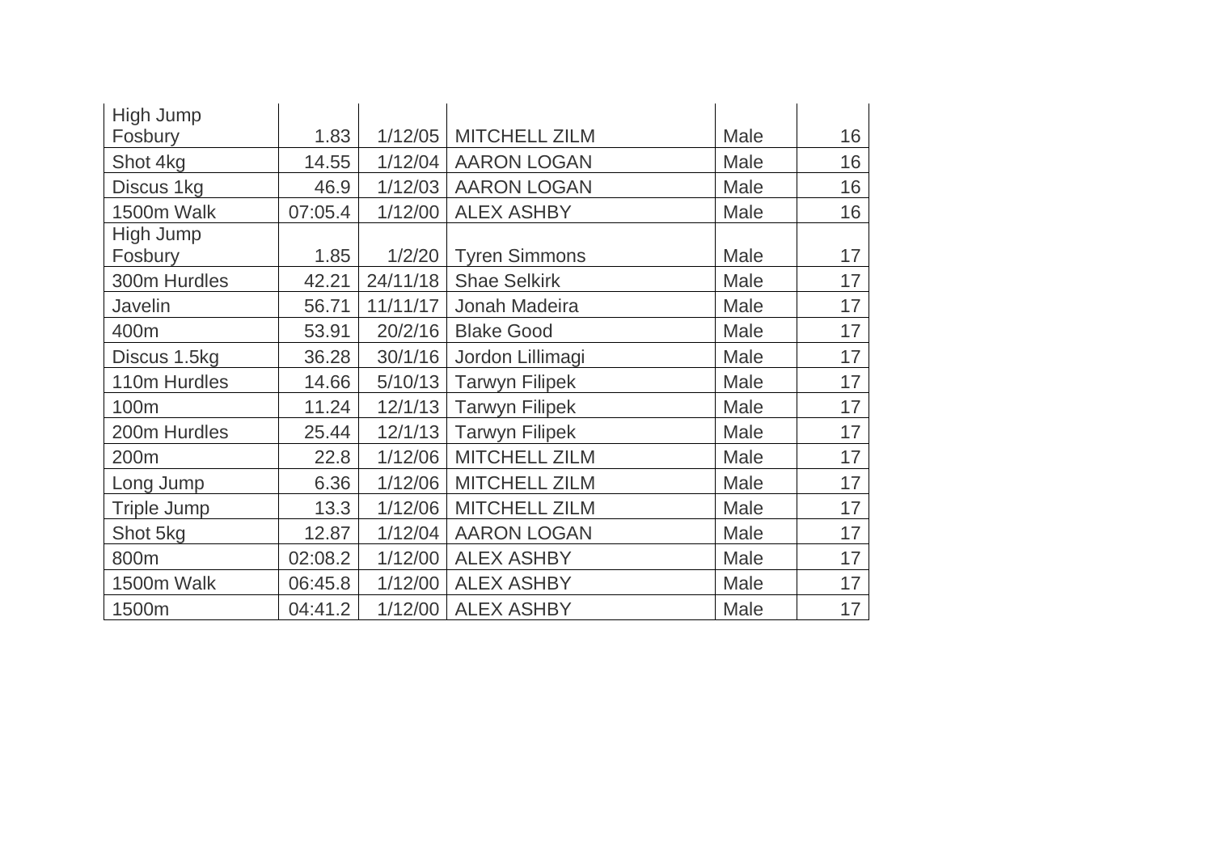| | | | | | |
|---|---|---|---|---|---|
| High Jump Fosbury | 1.83 | 1/12/05 | MITCHELL ZILM | Male | 16 |
| Shot 4kg | 14.55 | 1/12/04 | AARON LOGAN | Male | 16 |
| Discus 1kg | 46.9 | 1/12/03 | AARON LOGAN | Male | 16 |
| 1500m Walk | 07:05.4 | 1/12/00 | ALEX ASHBY | Male | 16 |
| High Jump Fosbury | 1.85 | 1/2/20 | Tyren Simmons | Male | 17 |
| 300m Hurdles | 42.21 | 24/11/18 | Shae Selkirk | Male | 17 |
| Javelin | 56.71 | 11/11/17 | Jonah Madeira | Male | 17 |
| 400m | 53.91 | 20/2/16 | Blake Good | Male | 17 |
| Discus 1.5kg | 36.28 | 30/1/16 | Jordon Lillimagi | Male | 17 |
| 110m Hurdles | 14.66 | 5/10/13 | Tarwyn Filipek | Male | 17 |
| 100m | 11.24 | 12/1/13 | Tarwyn Filipek | Male | 17 |
| 200m Hurdles | 25.44 | 12/1/13 | Tarwyn Filipek | Male | 17 |
| 200m | 22.8 | 1/12/06 | MITCHELL ZILM | Male | 17 |
| Long Jump | 6.36 | 1/12/06 | MITCHELL ZILM | Male | 17 |
| Triple Jump | 13.3 | 1/12/06 | MITCHELL ZILM | Male | 17 |
| Shot 5kg | 12.87 | 1/12/04 | AARON LOGAN | Male | 17 |
| 800m | 02:08.2 | 1/12/00 | ALEX ASHBY | Male | 17 |
| 1500m Walk | 06:45.8 | 1/12/00 | ALEX ASHBY | Male | 17 |
| 1500m | 04:41.2 | 1/12/00 | ALEX ASHBY | Male | 17 |